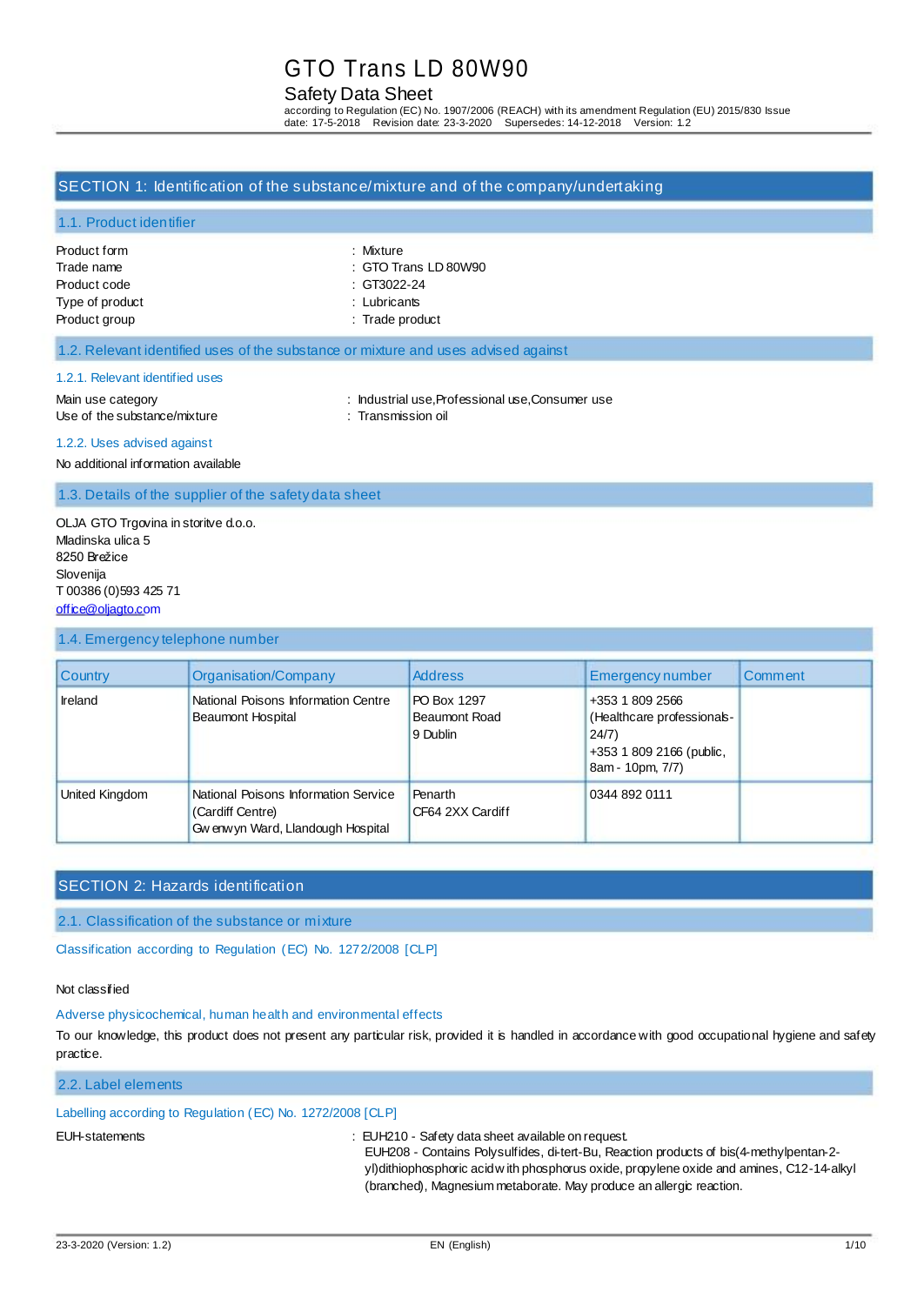# GTO Trans LD 80W90

## Safety Data Sheet

according to Regulation (EC) No. 1907/2006 (REACH) with its amendment Regulation (EU) 2015/830 Issue date: 17-5-2018 Revision date: 23-3-2020 Supersedes: 14-12-2018 Version: 1.2

## SECTION 1: Identification of the substance/mixture and of the company/undertaking

### 1.1. Product identifier

Product form : Mixture
Trade name : GTO Trans LD 80W90
Product code : GT3022-24
Type of product : Lubricants
Product group : Trade product

### 1.2. Relevant identified uses of the substance or mixture and uses advised against

#### 1.2.1. Relevant identified uses

Main use category : Industrial use,Professional use,Consumer use
Use of the substance/mixture : Transmission oil

#### 1.2.2. Uses advised against

No additional information available

### 1.3. Details of the supplier of the safety data sheet

OLJA GTO Trgovina in storitve d.o.o.
Mladinska ulica 5
8250 Brežice
Slovenija
T 00386 (0)593 425 71
office@oljagto.com

### 1.4. Emergency telephone number

| Country | Organisation/Company | Address | Emergency number | Comment |
|---|---|---|---|---|
| Ireland | National Poisons Information Centre Beaumont Hospital | PO Box 1297 Beaumont Road 9 Dublin | +353 1 809 2566 (Healthcare professionals-24/7) +353 1 809 2166 (public, 8am - 10pm, 7/7) | |
| United Kingdom | National Poisons Information Service (Cardiff Centre) Gwenwyn Ward, Llandough Hospital | Penarth CF64 2XX Cardiff | 0344 892 0111 | |

## SECTION 2: Hazards identification

### 2.1. Classification of the substance or mixture

**Classification according to Regulation (EC) No. 1272/2008 [CLP]**

Not classified

**Adverse physicochemical, human health and environmental effects**

To our knowledge, this product does not present any particular risk, provided it is handled in accordance with good occupational hygiene and safety practice.

### 2.2. Label elements

**Labelling according to Regulation (EC) No. 1272/2008 [CLP]**

EUH-statements : EUH210 - Safety data sheet available on request.
EUH208 - Contains Polysulfides, di-tert-Bu, Reaction products of bis(4-methylpentan-2-yl)dithiophosphoric acid with phosphorus oxide, propylene oxide and amines, C12-14-alkyl (branched), Magnesium metaborate. May produce an allergic reaction.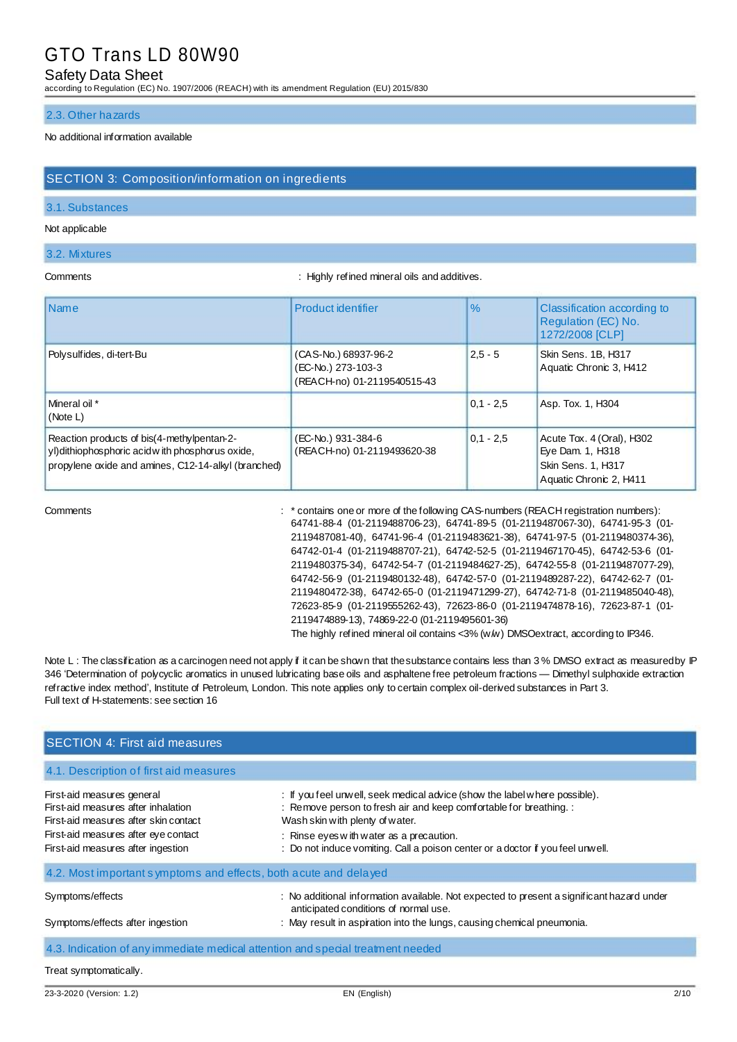### 2.3. Other hazards

No additional information available

## SECTION 3: Composition/information on ingredients

### 3.1. Substances

Not applicable

### 3.2. Mixtures

Comments : Highly refined mineral oils and additives.

| Name | Product identifier | % | Classification according to Regulation (EC) No. 1272/2008 [CLP] |
|---|---|---|---|
| Polysulfides, di-tert-Bu | (CAS-No.) 68937-96-2<br>(EC-No.) 273-103-3<br>(REACH-no) 01-2119540515-43 | 2,5 - 5 | Skin Sens. 1B, H317<br>Aquatic Chronic 3, H412 |
| Mineral oil *<br>(Note L) | | 0,1 - 2,5 | Asp. Tox. 1, H304 |
| Reaction products of bis(4-methylpentan-2-yl)dithiophosphoric acid with phosphorus oxide, propylene oxide and amines, C12-14-alkyl (branched) | (EC-No.) 931-384-6<br>(REACH-no) 01-2119493620-38 | 0,1 - 2,5 | Acute Tox. 4 (Oral), H302<br>Eye Dam. 1, H318<br>Skin Sens. 1, H317<br>Aquatic Chronic 2, H411 |

Comments : * contains one or more of the following CAS-numbers (REACH registration numbers): 64741-88-4 (01-2119488706-23), 64741-89-5 (01-2119487067-30), 64741-95-3 (01-2119487081-40), 64741-96-4 (01-2119483621-38), 64741-97-5 (01-2119480374-36), 64742-01-4 (01-2119488707-21), 64742-52-5 (01-2119467170-45), 64742-53-6 (01-2119480375-34), 64742-54-7 (01-2119484627-25), 64742-55-8 (01-2119487077-29), 64742-56-9 (01-2119480132-48), 64742-57-0 (01-2119489287-22), 64742-62-7 (01-2119480472-38), 64742-65-0 (01-2119471299-27), 64742-71-8 (01-2119485040-48), 72623-85-9 (01-2119555262-43), 72623-86-0 (01-2119474878-16), 72623-87-1 (01-2119474889-13), 74869-22-0 (01-2119495601-36)
The highly refined mineral oil contains <3% (w/w) DMSOextract, according to IP346.

Note L : The classification as a carcinogen need not apply if it can be shown that the substance contains less than 3 % DMSO extract as measured by IP 346 'Determination of polycyclic aromatics in unused lubricating base oils and asphaltene free petroleum fractions — Dimethyl sulphoxide extraction refractive index method', Institute of Petroleum, London. This note applies only to certain complex oil-derived substances in Part 3.
Full text of H-statements: see section 16

## SECTION 4: First aid measures

### 4.1. Description of first aid measures

First-aid measures general : If you feel unwell, seek medical advice (show the label where possible).
First-aid measures after inhalation : Remove person to fresh air and keep comfortable for breathing.
First-aid measures after skin contact : Wash skin with plenty of water.
First-aid measures after eye contact : Rinse eyes with water as a precaution.
First-aid measures after ingestion : Do not induce vomiting. Call a poison center or a doctor if you feel unwell.

### 4.2. Most important symptoms and effects, both acute and delayed

Symptoms/effects : No additional information available. Not expected to present a significant hazard under anticipated conditions of normal use.
Symptoms/effects after ingestion : May result in aspiration into the lungs, causing chemical pneumonia.

### 4.3. Indication of any immediate medical attention and special treatment needed

Treat symptomatically.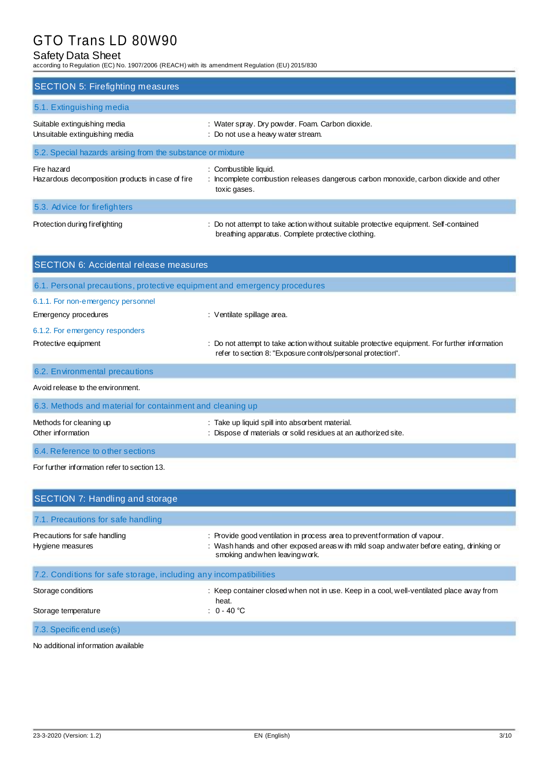## SECTION 5: Firefighting measures

### 5.1. Extinguishing media

| | |
|---|---|
| Suitable extinguishing media | : Water spray. Dry powder. Foam. Carbon dioxide. |
| Unsuitable extinguishing media | : Do not use a heavy water stream. |

### 5.2. Special hazards arising from the substance or mixture

| | |
|---|---|
| Fire hazard | : Combustible liquid. |
| Hazardous decomposition products in case of fire | : Incomplete combustion releases dangerous carbon monoxide, carbon dioxide and other toxic gases. |

### 5.3. Advice for firefighters

| | |
|---|---|
| Protection during firefighting | : Do not attempt to take action without suitable protective equipment. Self-contained breathing apparatus. Complete protective clothing. |

## SECTION 6: Accidental release measures

### 6.1. Personal precautions, protective equipment and emergency procedures

#### 6.1.1. For non-emergency personnel

| | |
|---|---|
| Emergency procedures | : Ventilate spillage area. |

#### 6.1.2. For emergency responders

| | |
|---|---|
| Protective equipment | : Do not attempt to take action without suitable protective equipment. For further information refer to section 8: "Exposure controls/personal protection". |

### 6.2. Environmental precautions

Avoid release to the environment.

### 6.3. Methods and material for containment and cleaning up

| | |
|---|---|
| Methods for cleaning up | : Take up liquid spill into absorbent material. |
| Other information | : Dispose of materials or solid residues at an authorized site. |

### 6.4. Reference to other sections

For further information refer to section 13.

## SECTION 7: Handling and storage

### 7.1. Precautions for safe handling

| | |
|---|---|
| Precautions for safe handling | : Provide good ventilation in process area to prevent formation of vapour. |
| Hygiene measures | : Wash hands and other exposed areas with mild soap and water before eating, drinking or smoking and when leaving work. |

### 7.2. Conditions for safe storage, including any incompatibilities

| | |
|---|---|
| Storage conditions | : Keep container closed when not in use. Keep in a cool, well-ventilated place away from heat. |
| Storage temperature | : 0 - 40 °C |

### 7.3. Specific end use(s)

No additional information available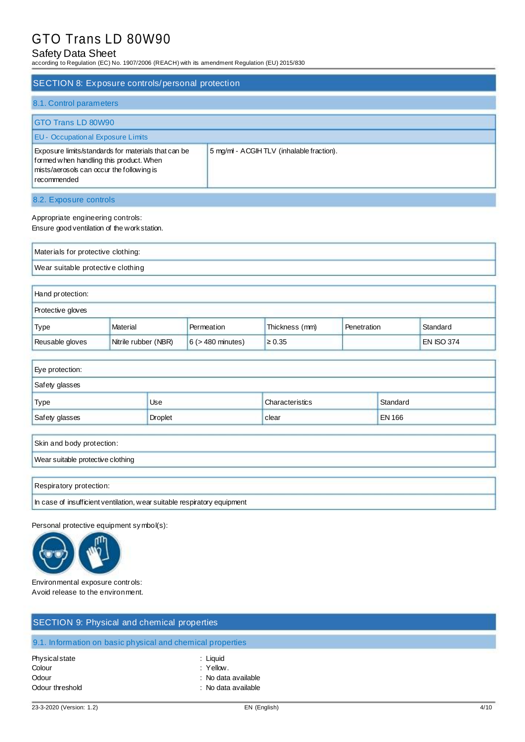## SECTION 8: Exposure controls/personal protection

### 8.1. Control parameters

| GTO Trans LD 80W90 | |
|---|---|
| EU - Occupational Exposure Limits | |
| Exposure limits/standards for materials that can be formed when handling this product. When mists/aerosols can occur the following is recommended | 5 mg/ml - ACGIH TLV (inhalable fraction). |

### 8.2. Exposure controls

Appropriate engineering controls:
Ensure good ventilation of the work station.

| Materials for protective clothing: |
|---|
| Wear suitable protective clothing |

| Hand protection: | | | | | |
|---|---|---|---|---|---|
| Protective gloves | | | | | |
| Type | Material | Permeation | Thickness (mm) | Penetration | Standard |
| Reusable gloves | Nitrile rubber (NBR) | 6 (> 480 minutes) | ≥ 0.35 | | EN ISO 374 |

| Eye protection: | | | |
|---|---|---|---|
| Safety glasses | | | |
| Type | Use | Characteristics | Standard |
| Safety glasses | Droplet | clear | EN 166 |

| Skin and body protection: |
|---|
| Wear suitable protective clothing |

| Respiratory protection: |
|---|
| In case of insufficient ventilation, wear suitable respiratory equipment |

Personal protective equipment symbol(s):

Environmental exposure controls:
Avoid release to the environment.

## SECTION 9: Physical and chemical properties

### 9.1. Information on basic physical and chemical properties

| | |
|---|---|
| Physical state | : Liquid |
| Colour | : Yellow. |
| Odour | : No data available |
| Odour threshold | : No data available |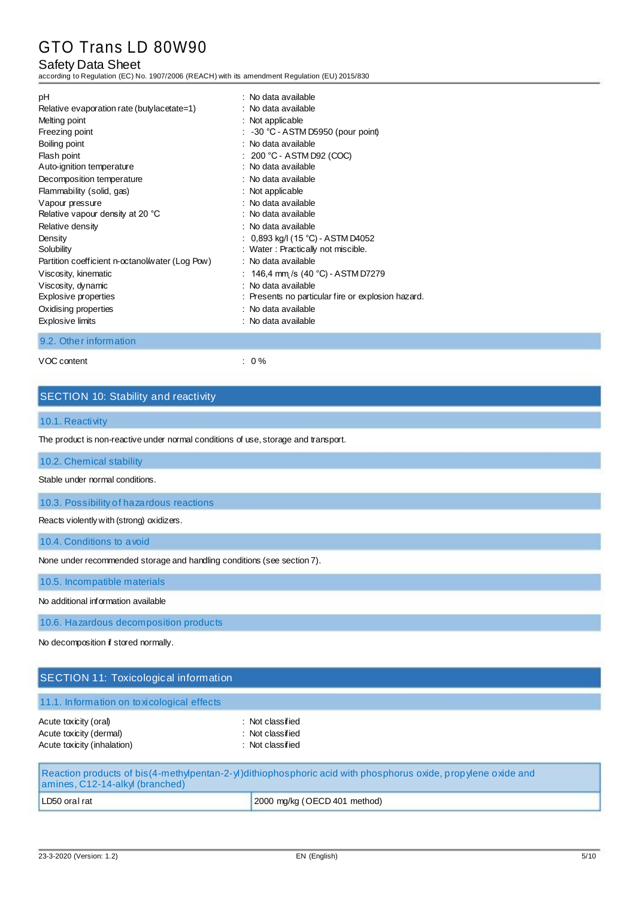| | |
|---|---|
| pH | : No data available |
| Relative evaporation rate (butylacetate=1) | : No data available |
| Melting point | : Not applicable |
| Freezing point | : -30 °C - ASTM D5950 (pour point) |
| Boiling point | : No data available |
| Flash point | : 200 °C - ASTM D92 (COC) |
| Auto-ignition temperature | : No data available |
| Decomposition temperature | : No data available |
| Flammability (solid, gas) | : Not applicable |
| Vapour pressure | : No data available |
| Relative vapour density at 20 °C | : No data available |
| Relative density | : No data available |
| Density | : 0,893 kg/l (15 °C) - ASTM D4052 |
| Solubility | : Water : Practically not miscible. |
| Partition coefficient n-octanol/water (Log Pow) | : No data available |
| Viscosity, kinematic | : 146,4 $mm^2/s$ (40 °C) - ASTM D7279 |
| Viscosity, dynamic | : No data available |
| Explosive properties | : Presents no particular fire or explosion hazard. |
| Oxidising properties | : No data available |
| Explosive limits | : No data available |

### 9.2. Other information

| | |
|---|---|
| VOC content | : 0 % |

## SECTION 10: Stability and reactivity

### 10.1. Reactivity

The product is non-reactive under normal conditions of use, storage and transport.

### 10.2. Chemical stability

Stable under normal conditions.

### 10.3. Possibility of hazardous reactions

Reacts violently with (strong) oxidizers.

### 10.4. Conditions to avoid

None under recommended storage and handling conditions (see section 7).

### 10.5. Incompatible materials

No additional information available

### 10.6. Hazardous decomposition products

No decomposition if stored normally.

## SECTION 11: Toxicological information

### 11.1. Information on toxicological effects

| | |
|---|---|
| Acute toxicity (oral) | : Not classified |
| Acute toxicity (dermal) | : Not classified |
| Acute toxicity (inhalation) | : Not classified |

| Reaction products of bis(4-methylpentan-2-yl)dithiophosphoric acid with phosphorus oxide, propylene oxide and amines, C12-14-alkyl (branched) | |
|---|---|
| LD50 oral rat | 2000 mg/kg (OECD 401 method) |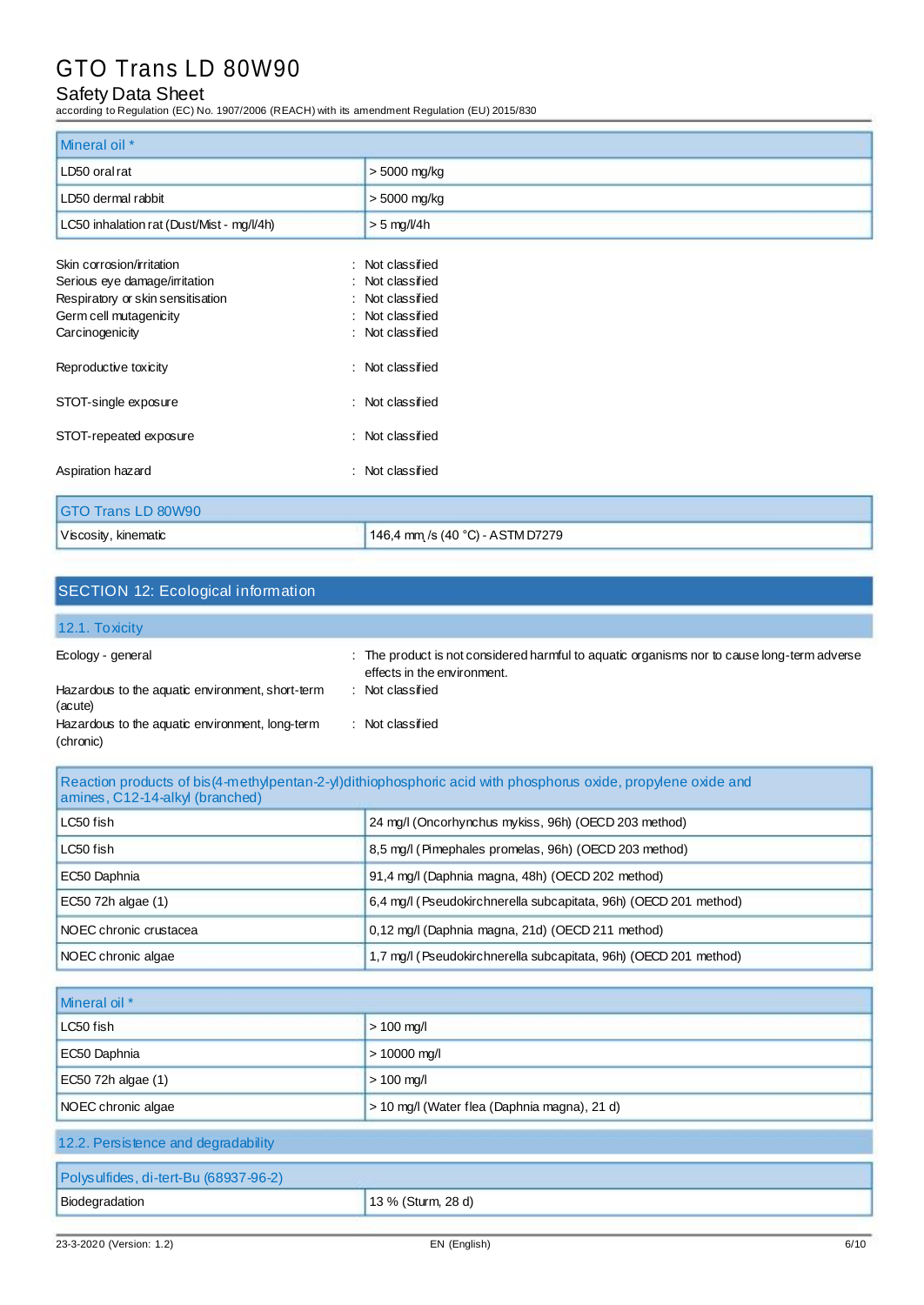| Mineral oil * | |
|---|---|
| LD50 oral rat | > 5000 mg/kg |
| LD50 dermal rabbit | > 5000 mg/kg |
| LC50 inhalation rat (Dust/Mist - mg/l/4h) | > 5 mg/l/4h |

Skin corrosion/irritation : Not classified
Serious eye damage/irritation : Not classified
Respiratory or skin sensitisation : Not classified
Germ cell mutagenicity : Not classified
Carcinogenicity : Not classified

Reproductive toxicity : Not classified

STOT-single exposure : Not classified

STOT-repeated exposure : Not classified

Aspiration hazard : Not classified

| GTO Trans LD 80W90 | |
|---|---|
| Viscosity, kinematic | 146,4 $mm_2$/s (40 °C) - ASTM D7279 |

## SECTION 12: Ecological information

### 12.1. Toxicity

Ecology - general : The product is not considered harmful to aquatic organisms nor to cause long-term adverse effects in the environment.

Hazardous to the aquatic environment, short-term (acute) : Not classified

Hazardous to the aquatic environment, long-term (chronic) : Not classified

| Reaction products of bis(4-methylpentan-2-yl)dithiophosphoric acid with phosphorus oxide, propylene oxide and amines, C12-14-alkyl (branched) | |
|---|---|
| LC50 fish | 24 mg/l (Oncorhynchus mykiss, 96h) (OECD 203 method) |
| LC50 fish | 8,5 mg/l (Pimephales promelas, 96h) (OECD 203 method) |
| EC50 Daphnia | 91,4 mg/l (Daphnia magna, 48h) (OECD 202 method) |
| EC50 72h algae (1) | 6,4 mg/l (Pseudokirchnerella subcapitata, 96h) (OECD 201 method) |
| NOEC chronic crustacea | 0,12 mg/l (Daphnia magna, 21d) (OECD 211 method) |
| NOEC chronic algae | 1,7 mg/l (Pseudokirchnerella subcapitata, 96h) (OECD 201 method) |

| Mineral oil * | |
|---|---|
| LC50 fish | > 100 mg/l |
| EC50 Daphnia | > 10000 mg/l |
| EC50 72h algae (1) | > 100 mg/l |
| NOEC chronic algae | > 10 mg/l (Water flea (Daphnia magna), 21 d) |

### 12.2. Persistence and degradability

| Polysulfides, di-tert-Bu (68937-96-2) | |
|---|---|
| Biodegradation | 13 % (Sturm, 28 d) |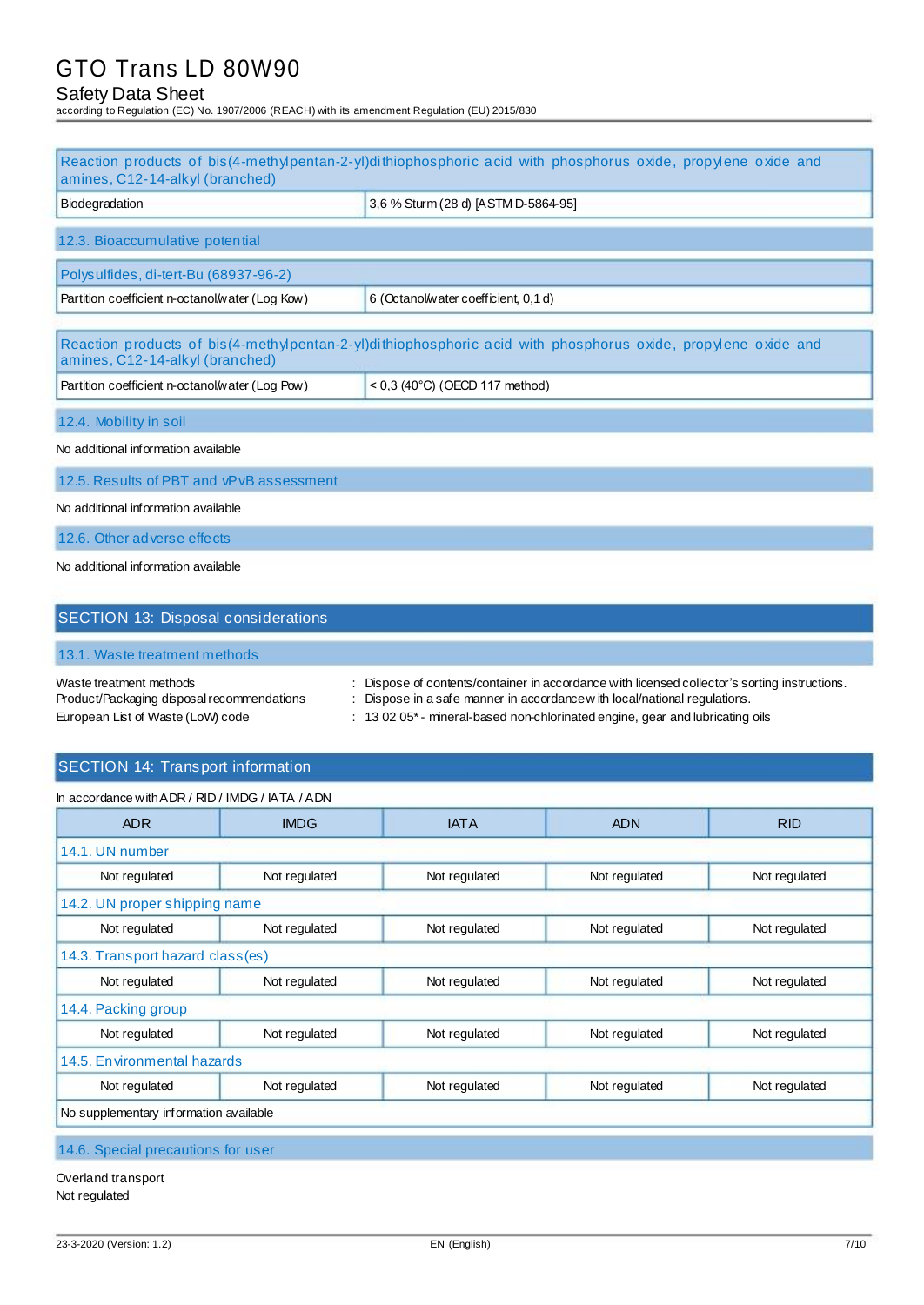| Reaction products of bis(4-methylpentan-2-yl)dithiophosphoric acid with phosphorus oxide, propylene oxide and amines, C12-14-alkyl (branched) | |
|---|---|
| Biodegradation | 3,6 % Sturm (28 d) [ASTM D-5864-95] |

### 12.3. Bioaccumulative potential

| Polysulfides, di-tert-Bu (68937-96-2) | |
|---|---|
| Partition coefficient n-octanol/water (Log Kow) | 6 (Octanol/water coefficient, 0,1 d) |

| Reaction products of bis(4-methylpentan-2-yl)dithiophosphoric acid with phosphorus oxide, propylene oxide and amines, C12-14-alkyl (branched) | |
|---|---|
| Partition coefficient n-octanol/water (Log Pow) | < 0,3 (40°C) (OECD 117 method) |

### 12.4. Mobility in soil

No additional information available

### 12.5. Results of PBT and vPvB assessment

No additional information available

### 12.6. Other adverse effects

No additional information available

## SECTION 13: Disposal considerations

### 13.1. Waste treatment methods

Waste treatment methods : Dispose of contents/container in accordance with licensed collector's sorting instructions.
Product/Packaging disposal recommendations : Dispose in a safe manner in accordance with local/national regulations.
European List of Waste (LoW) code : 13 02 05* - mineral-based non-chlorinated engine, gear and lubricating oils

## SECTION 14: Transport information

In accordance with ADR / RID / IMDG / IATA / ADN

| ADR | IMDG | IATA | ADN | RID |
|---|---|---|---|---|
| **14.1. UN number** | | | | |
| Not regulated | Not regulated | Not regulated | Not regulated | Not regulated |
| **14.2. UN proper shipping name** | | | | |
| Not regulated | Not regulated | Not regulated | Not regulated | Not regulated |
| **14.3. Transport hazard class(es)** | | | | |
| Not regulated | Not regulated | Not regulated | Not regulated | Not regulated |
| **14.4. Packing group** | | | | |
| Not regulated | Not regulated | Not regulated | Not regulated | Not regulated |
| **14.5. Environmental hazards** | | | | |
| Not regulated | Not regulated | Not regulated | Not regulated | Not regulated |
| No supplementary information available | | | | |

### 14.6. Special precautions for user

Overland transport
Not regulated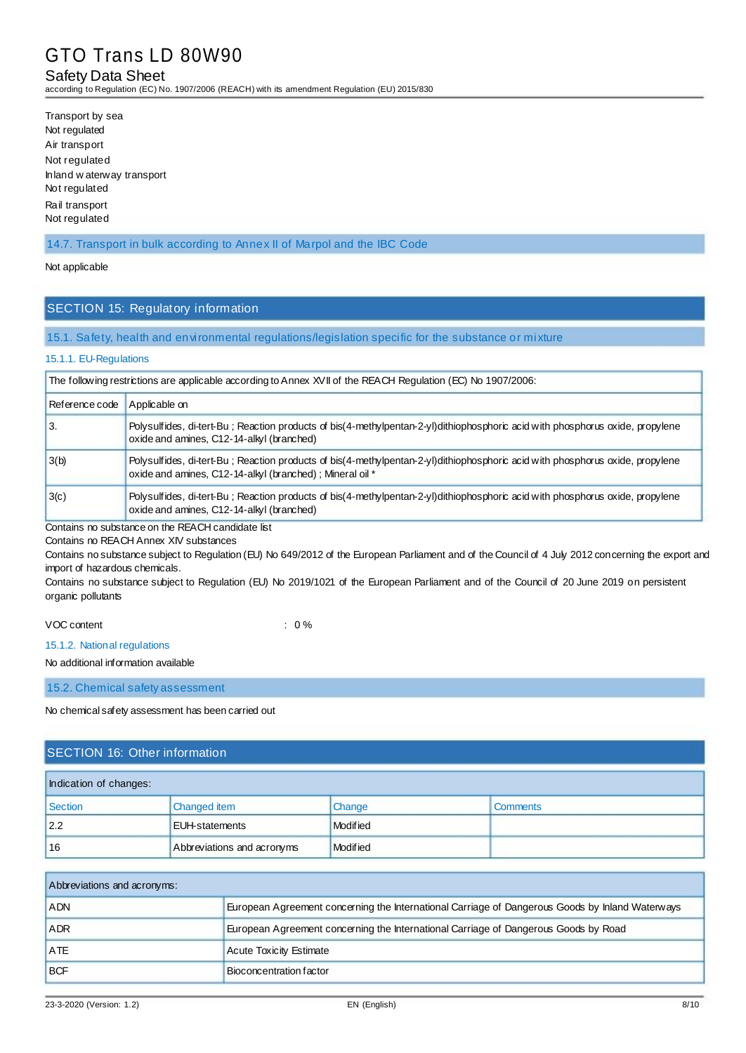Transport by sea
Not regulated
Air transport
Not regulated
Inland waterway transport
Not regulated
Rail transport
Not regulated

### 14.7. Transport in bulk according to Annex II of Marpol and the IBC Code

Not applicable

## SECTION 15: Regulatory information

### 15.1. Safety, health and environmental regulations/legislation specific for the substance or mixture

#### 15.1.1. EU-Regulations

| The following restrictions are applicable according to Annex XVII of the REACH Regulation (EC) No 1907/2006: | |
|---|---|
| Reference code | Applicable on |
| 3. | Polysulfides, di-tert-Bu ; Reaction products of bis(4-methylpentan-2-yl)dithiophosphoric acid with phosphorus oxide, propylene oxide and amines, C12-14-alkyl (branched) |
| 3(b) | Polysulfides, di-tert-Bu ; Reaction products of bis(4-methylpentan-2-yl)dithiophosphoric acid with phosphorus oxide, propylene oxide and amines, C12-14-alkyl (branched) ; Mineral oil * |
| 3(c) | Polysulfides, di-tert-Bu ; Reaction products of bis(4-methylpentan-2-yl)dithiophosphoric acid with phosphorus oxide, propylene oxide and amines, C12-14-alkyl (branched) |

Contains no substance on the REACH candidate list
Contains no REACH Annex XIV substances
Contains no substance subject to Regulation (EU) No 649/2012 of the European Parliament and of the Council of 4 July 2012 concerning the export and import of hazardous chemicals.
Contains no substance subject to Regulation (EU) No 2019/1021 of the European Parliament and of the Council of 20 June 2019 on persistent organic pollutants

VOC content : 0 %

#### 15.1.2. National regulations

No additional information available

### 15.2. Chemical safety assessment

No chemical safety assessment has been carried out

## SECTION 16: Other information

| Indication of changes: | | | |
|---|---|---|---|
| Section | Changed item | Change | Comments |
| 2.2 | EUH-statements | Modified | |
| 16 | Abbreviations and acronyms | Modified | |

| Abbreviations and acronyms: | |
|---|---|
| ADN | European Agreement concerning the International Carriage of Dangerous Goods by Inland Waterways |
| ADR | European Agreement concerning the International Carriage of Dangerous Goods by Road |
| ATE | Acute Toxicity Estimate |
| BCF | Bioconcentration factor |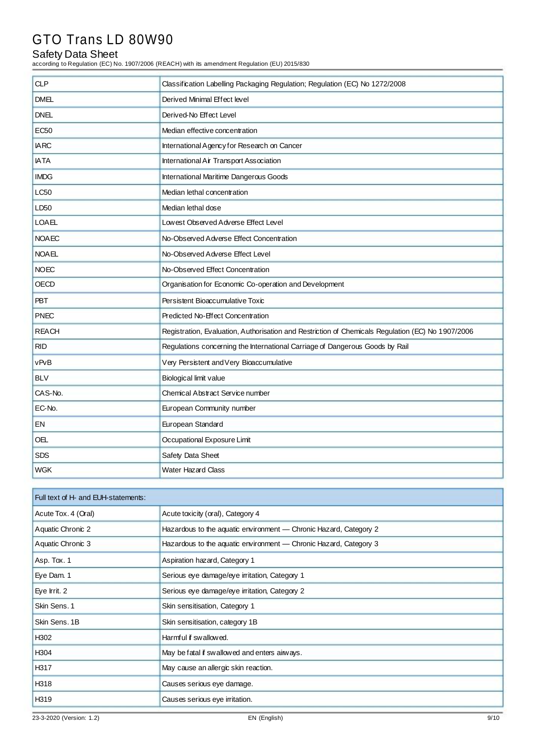| CLP | Classification Labelling Packaging Regulation; Regulation (EC) No 1272/2008 |
| --- | --- |
| DMEL | Derived Minimal Effect level |
| DNEL | Derived-No Effect Level |
| EC50 | Median effective concentration |
| IARC | International Agency for Research on Cancer |
| IATA | International Air Transport Association |
| IMDG | International Maritime Dangerous Goods |
| LC50 | Median lethal concentration |
| LD50 | Median lethal dose |
| LOAEL | Lowest Observed Adverse Effect Level |
| NOAEC | No-Observed Adverse Effect Concentration |
| NOAEL | No-Observed Adverse Effect Level |
| NOEC | No-Observed Effect Concentration |
| OECD | Organisation for Economic Co-operation and Development |
| PBT | Persistent Bioaccumulative Toxic |
| PNEC | Predicted No-Effect Concentration |
| REACH | Registration, Evaluation, Authorisation and Restriction of Chemicals Regulation (EC) No 1907/2006 |
| RID | Regulations concerning the International Carriage of Dangerous Goods by Rail |
| vPvB | Very Persistent and Very Bioaccumulative |
| BLV | Biological limit value |
| CAS-No. | Chemical Abstract Service number |
| EC-No. | European Community number |
| EN | European Standard |
| OEL | Occupational Exposure Limit |
| SDS | Safety Data Sheet |
| WGK | Water Hazard Class |

| Full text of H- and EUH-statements: | |
| --- | --- |
| Acute Tox. 4 (Oral) | Acute toxicity (oral), Category 4 |
| Aquatic Chronic 2 | Hazardous to the aquatic environment — Chronic Hazard, Category 2 |
| Aquatic Chronic 3 | Hazardous to the aquatic environment — Chronic Hazard, Category 3 |
| Asp. Tox. 1 | Aspiration hazard, Category 1 |
| Eye Dam. 1 | Serious eye damage/eye irritation, Category 1 |
| Eye Irrit. 2 | Serious eye damage/eye irritation, Category 2 |
| Skin Sens. 1 | Skin sensitisation, Category 1 |
| Skin Sens. 1B | Skin sensitisation, category 1B |
| H302 | Harmful if swallowed. |
| H304 | May be fatal if swallowed and enters airways. |
| H317 | May cause an allergic skin reaction. |
| H318 | Causes serious eye damage. |
| H319 | Causes serious eye irritation. |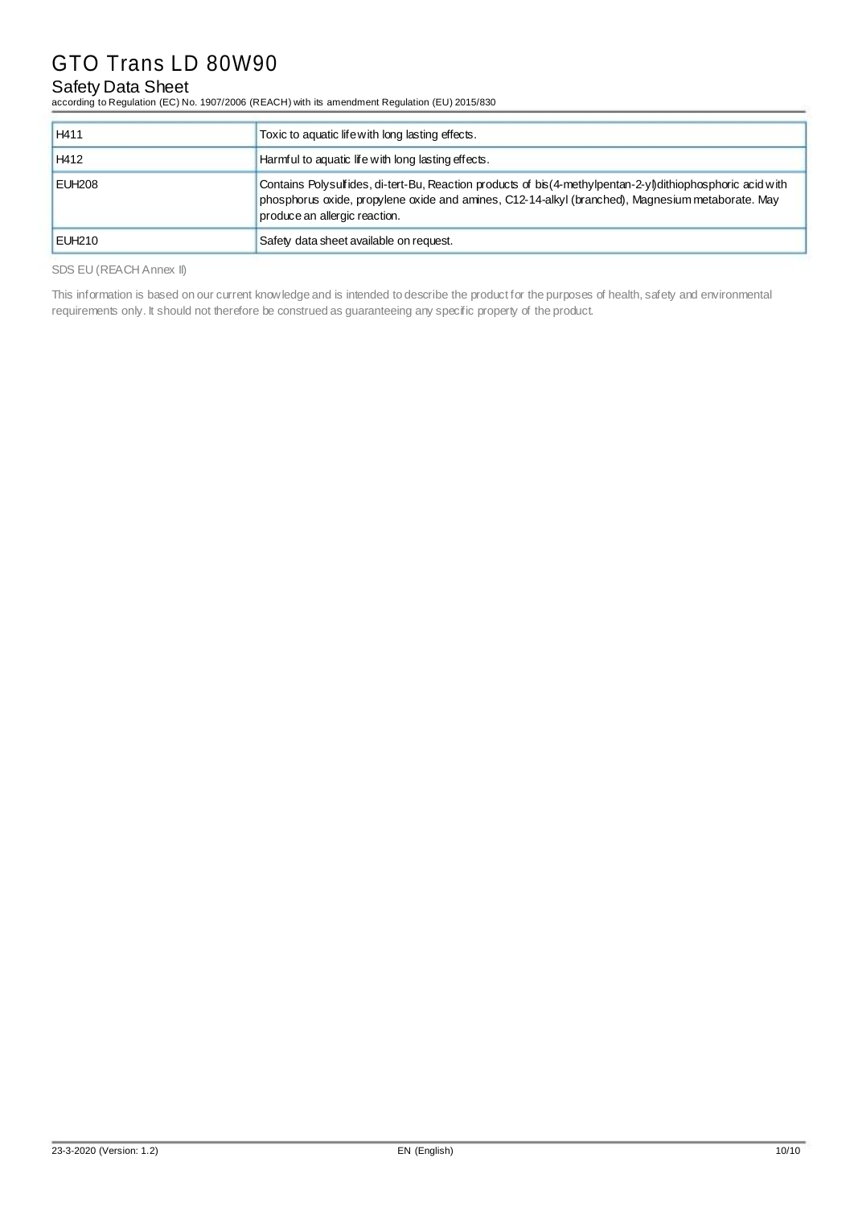| | |
|---|---|
| H411 | Toxic to aquatic life with long lasting effects. |
| H412 | Harmful to aquatic life with long lasting effects. |
| EUH208 | Contains Polysulfides, di-tert-Bu, Reaction products of bis(4-methylpentan-2-yl)dithiophosphoric acid with phosphorus oxide, propylene oxide and amines, C12-14-alkyl (branched), Magnesium metaborate. May produce an allergic reaction. |
| EUH210 | Safety data sheet available on request. |

SDS EU (REACH Annex II)

This information is based on our current knowledge and is intended to describe the product for the purposes of health, safety and environmental requirements only. It should not therefore be construed as guaranteeing any specific property of the product.